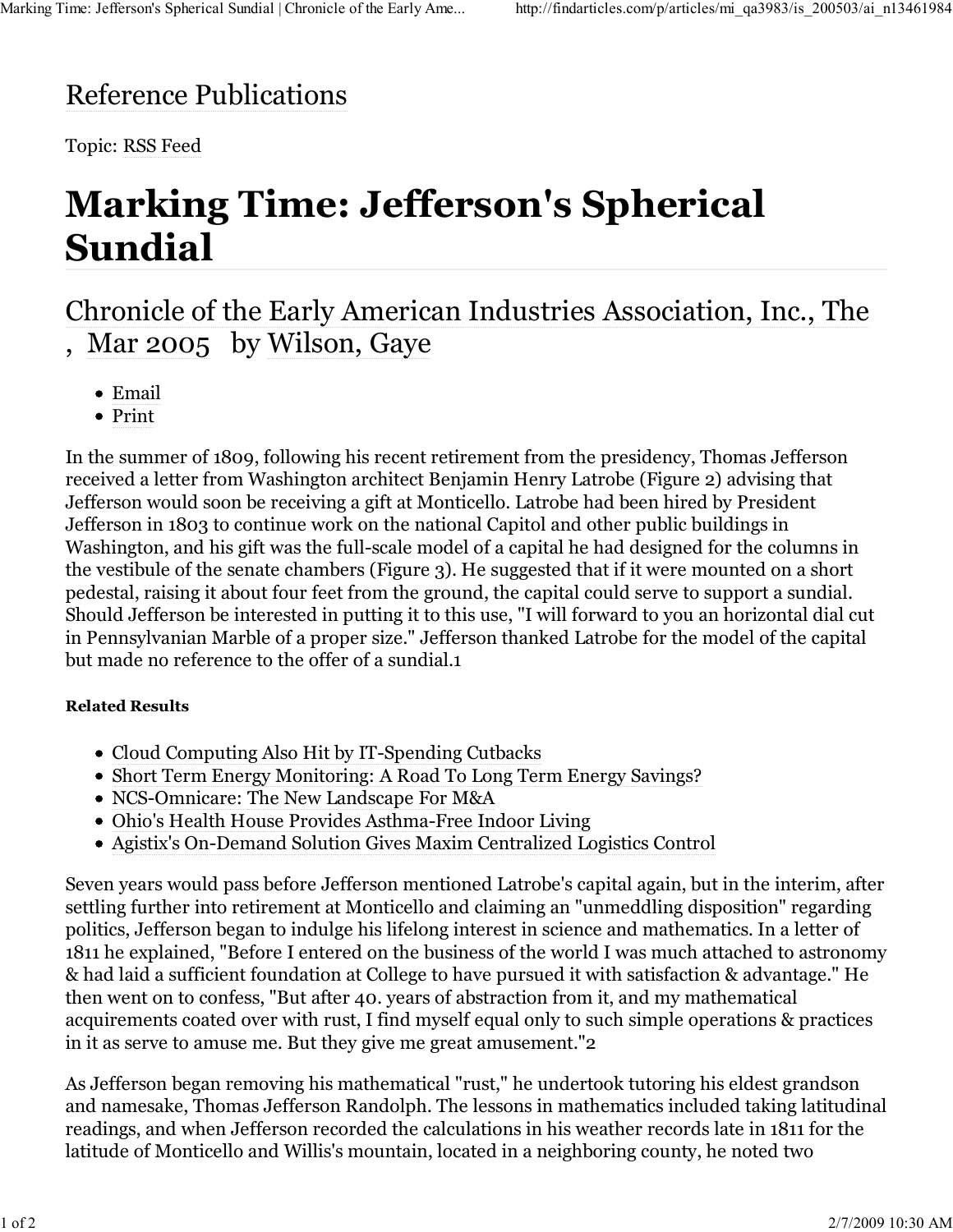# Reference Publications

Topic: RSS Feed

# Marking Time: Jefferson's Spherical Sundial

## Chronicle of the Early American Industries Association, Inc., The , Mar 2005 by Wilson, Gaye

- Email
- Print

In the summer of 1809, following his recent retirement from the presidency, Thomas Jefferson received a letter from Washington architect Benjamin Henry Latrobe (Figure 2) advising that Jefferson would soon be receiving a gift at Monticello. Latrobe had been hired by President Jefferson in 1803 to continue work on the national Capitol and other public buildings in Washington, and his gift was the full-scale model of a capital he had designed for the columns in the vestibule of the senate chambers (Figure 3). He suggested that if it were mounted on a short pedestal, raising it about four feet from the ground, the capital could serve to support a sundial. Should Jefferson be interested in putting it to this use, "I will forward to you an horizontal dial cut in Pennsylvanian Marble of a proper size." Jefferson thanked Latrobe for the model of the capital but made no reference to the offer of a sundial.[1]

#### Related Results

- Cloud Computing Also Hit by IT-Spending Cutbacks
- Short Term Energy Monitoring: A Road To Long Term Energy Savings?
- NCS-Omnicare: The New Landscape For M&A
- Ohio's Health House Provides Asthma-Free Indoor Living
- Agistix's On-Demand Solution Gives Maxim Centralized Logistics Control

Seven years would pass before Jefferson mentioned Latrobe's capital again, but in the interim, after settling further into retirement at Monticello and claiming an "unmeddling disposition" regarding politics, Jefferson began to indulge his lifelong interest in science and mathematics. In a letter of 1811 he explained, "Before I entered on the business of the world I was much attached to astronomy & had laid a sufficient foundation at College to have pursued it with satisfaction & advantage." He then went on to confess, "But after 40. years of abstraction from it, and my mathematical acquirements coated over with rust, I find myself equal only to such simple operations & practices in it as serve to amuse me. But they give me great amusement."[2]

As Jefferson began removing his mathematical "rust," he undertook tutoring his eldest grandson and namesake, Thomas Jefferson Randolph. The lessons in mathematics included taking latitudinal readings, and when Jefferson recorded the calculations in his weather records late in 1811 for the latitude of Monticello and Willis's mountain, located in a neighboring county, he noted two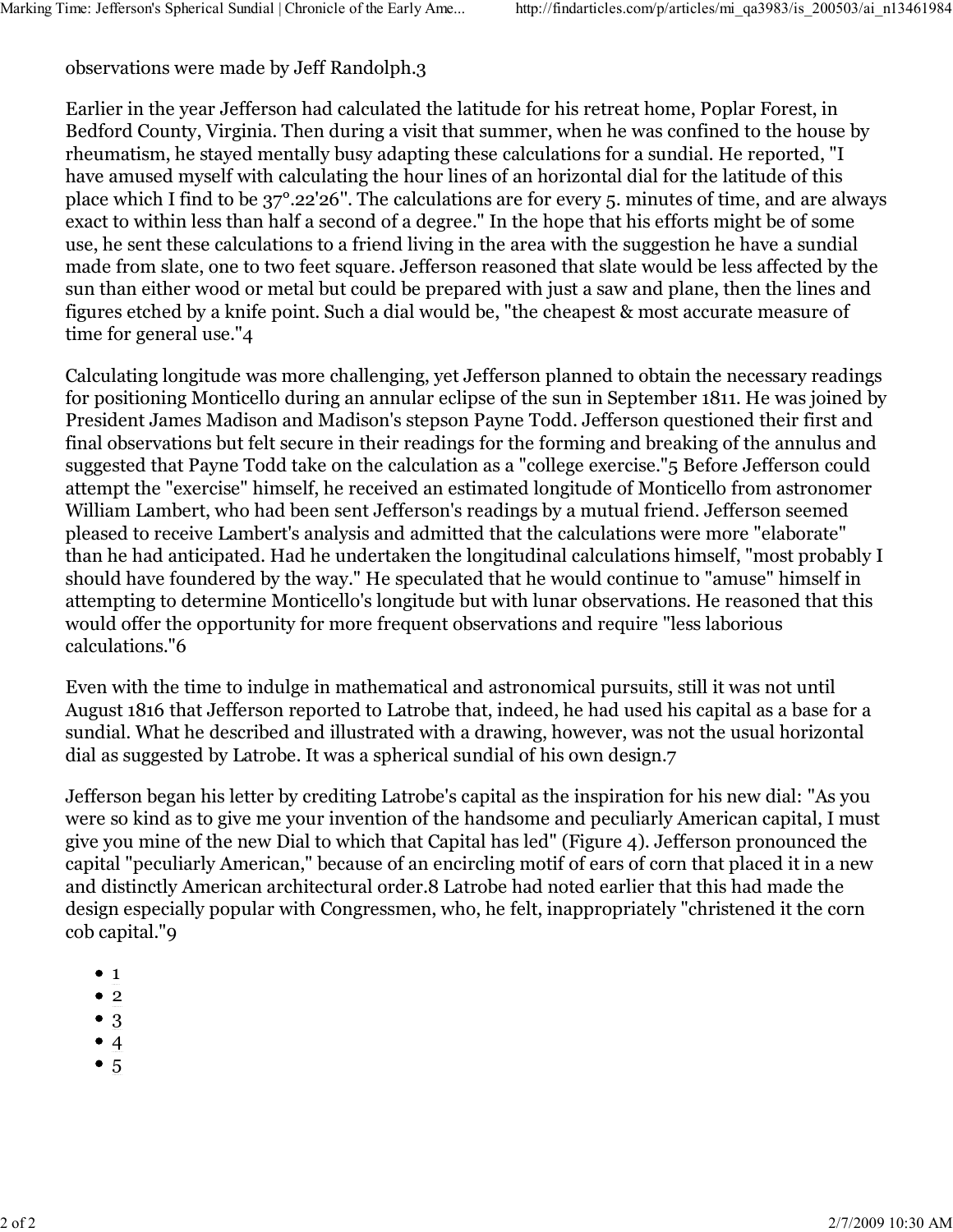observations were made by Jeff Randolph.[3]

Earlier in the year Jefferson had calculated the latitude for his retreat home, Poplar Forest, in Bedford County, Virginia. Then during a visit that summer, when he was confined to the house by rheumatism, he stayed mentally busy adapting these calculations for a sundial. He reported, "I have amused myself with calculating the hour lines of an horizontal dial for the latitude of this place which I find to be 37°.22'26". The calculations are for every 5. minutes of time, and are always exact to within less than half a second of a degree." In the hope that his efforts might be of some use, he sent these calculations to a friend living in the area with the suggestion he have a sundial made from slate, one to two feet square. Jefferson reasoned that slate would be less affected by the sun than either wood or metal but could be prepared with just a saw and plane, then the lines and figures etched by a knife point. Such a dial would be, "the cheapest & most accurate measure of time for general use."[4]

Calculating longitude was more challenging, yet Jefferson planned to obtain the necessary readings for positioning Monticello during an annular eclipse of the sun in September 1811. He was joined by President James Madison and Madison's stepson Payne Todd. Jefferson questioned their first and final observations but felt secure in their readings for the forming and breaking of the annulus and suggested that Payne Todd take on the calculation as a "college exercise."[5] Before Jefferson could attempt the "exercise" himself, he received an estimated longitude of Monticello from astronomer William Lambert, who had been sent Jefferson's readings by a mutual friend. Jefferson seemed pleased to receive Lambert's analysis and admitted that the calculations were more "elaborate" than he had anticipated. Had he undertaken the longitudinal calculations himself, "most probably I should have foundered by the way." He speculated that he would continue to "amuse" himself in attempting to determine Monticello's longitude but with lunar observations. He reasoned that this would offer the opportunity for more frequent observations and require "less laborious calculations."[6]

Even with the time to indulge in mathematical and astronomical pursuits, still it was not until August 1816 that Jefferson reported to Latrobe that, indeed, he had used his capital as a base for a sundial. What he described and illustrated with a drawing, however, was not the usual horizontal dial as suggested by Latrobe. It was a spherical sundial of his own design.[7]

Jefferson began his letter by crediting Latrobe's capital as the inspiration for his new dial: "As you were so kind as to give me your invention of the handsome and peculiarly American capital, I must give you mine of the new Dial to which that Capital has led" (Figure 4). Jefferson pronounced the capital "peculiarly American," because of an encircling motif of ears of corn that placed it in a new and distinctly American architectural order.[8] Latrobe had noted earlier that this had made the design especially popular with Congressmen, who, he felt, inappropriately "christened it the corn cob capital."[9]

- 1
- 2
- 3
- 4
- 5